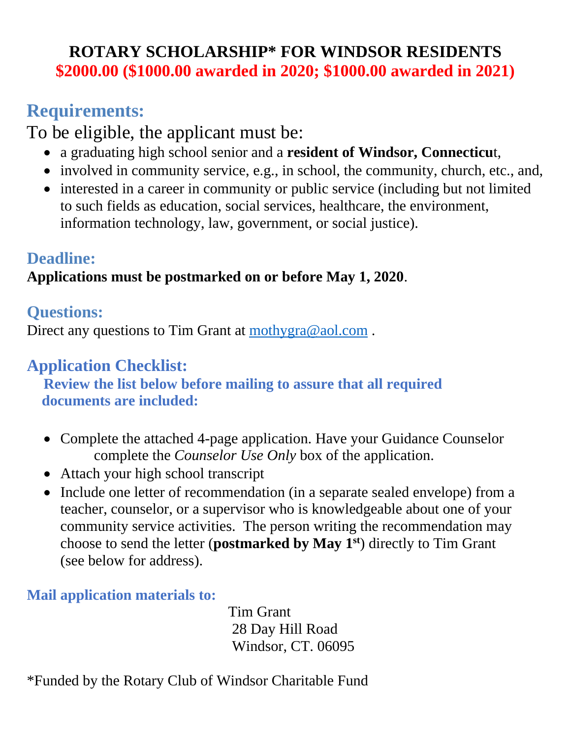# ROTARY SCHOLARSHIP* FOR WINDSOR RESIDENTS

**$2000.00 ($1000.00 awarded in 2020; $1000.00 awarded in 2021)**

## Requirements:

To be eligible, the applicant must be:

- a graduating high school senior and a **resident of Windsor, Connecticu**t,
- involved in community service, e.g., in school, the community, church, etc., and,
- interested in a career in community or public service (including but not limited to such fields as education, social services, healthcare, the environment, information technology, law, government, or social justice).

## Deadline:

**Applications must be postmarked on or before May 1, 2020**.

## Questions:

Direct any questions to Tim Grant at mothygra@aol.com .

## Application Checklist:

**Review the list below before mailing to assure that all required documents are included:**

- Complete the attached 4-page application. Have your Guidance Counselor complete the *Counselor Use Only* box of the application.
- Attach your high school transcript
- Include one letter of recommendation (in a separate sealed envelope) from a teacher, counselor, or a supervisor who is knowledgeable about one of your community service activities. The person writing the recommendation may choose to send the letter (**postmarked by May 1st**) directly to Tim Grant (see below for address).

**Mail application materials to:**

Tim Grant
28 Day Hill Road
Windsor, CT. 06095

*Funded by the Rotary Club of Windsor Charitable Fund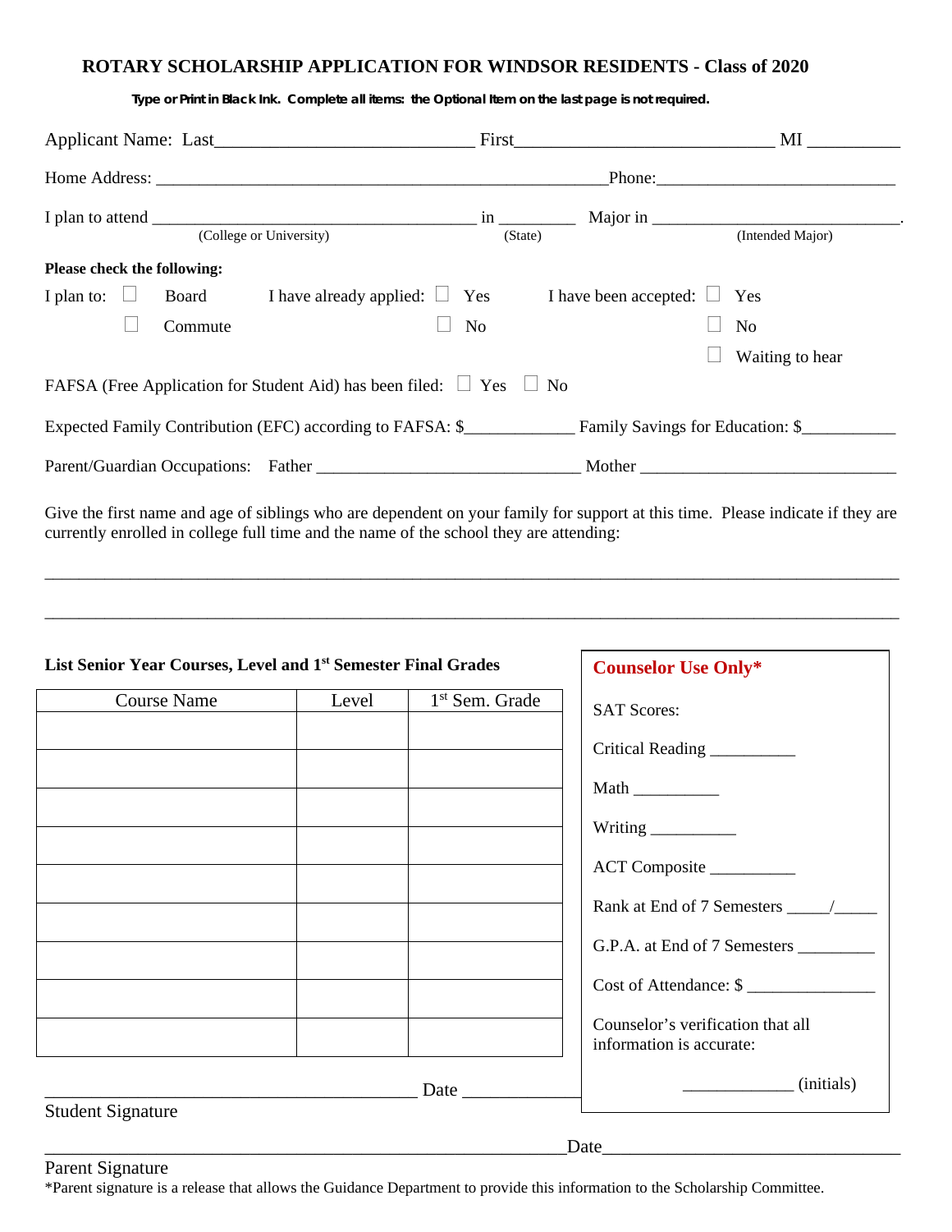## ROTARY SCHOLARSHIP APPLICATION FOR WINDSOR RESIDENTS - Class of 2020

**Type or Print in Black Ink. Complete all items: the Optional Item on the last page is not required.**

Applicant Name: Last____________________________ First_____________________________ MI __________

Home Address: _____________________________________________________Phone:____________________________

I plan to attend ______________________________________ in ________ Major in ____________________________.
(College or University) (State) (Intended Major)

**Please check the following:**

I plan to: ☐ Board ☐ Commute

I have already applied: ☐ Yes ☐ No

I have been accepted: ☐ Yes ☐ No ☐ Waiting to hear

FAFSA (Free Application for Student Aid) has been filed: ☐ Yes ☐ No

Expected Family Contribution (EFC) according to FAFSA: $_____________ Family Savings for Education: $___________

Parent/Guardian Occupations: Father _______________________________ Mother ______________________________

Give the first name and age of siblings who are dependent on your family for support at this time. Please indicate if they are currently enrolled in college full time and the name of the school they are attending:

_____________________________________________________________________________________________

_____________________________________________________________________________________________

**List Senior Year Courses, Level and 1st Semester Final Grades**

| Course Name | Level | 1st Sem. Grade |
|---|---|---|
| | | |
| | | |
| | | |
| | | |
| | | |
| | | |
| | | |
| | | |
| | | |

**Counselor Use Only***

SAT Scores:

Critical Reading __________

Math __________

Writing __________

ACT Composite __________

Rank at End of 7 Semesters _____/_____

G.P.A. at End of 7 Semesters _________

Cost of Attendance: $ _______________

Counselor's verification that all information is accurate:

_____________ (initials)

_________________________________________ Date _____________
Student Signature

_________________________________________________________Date_________________________________
Parent Signature

*Parent signature is a release that allows the Guidance Department to provide this information to the Scholarship Committee.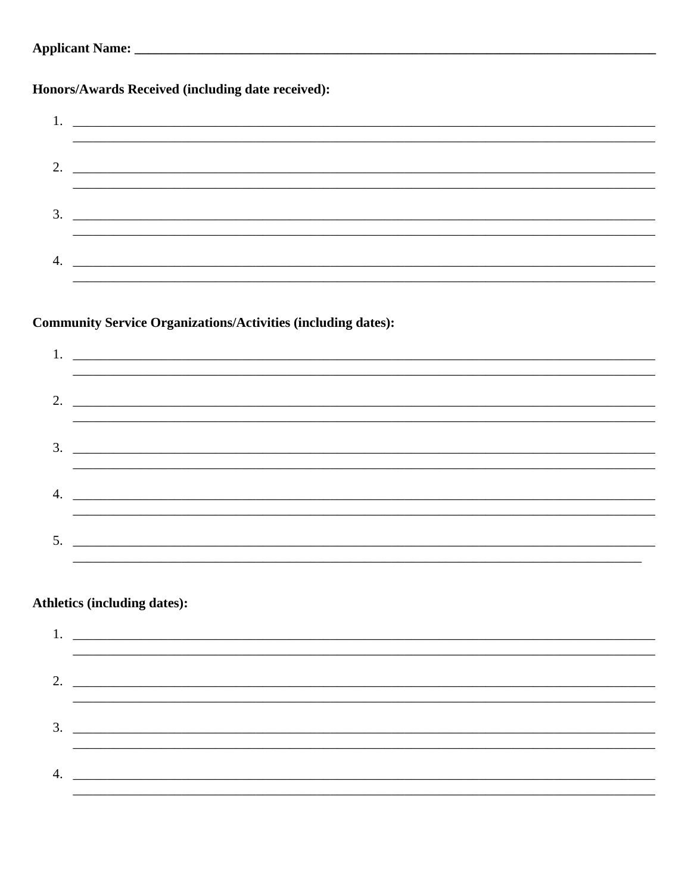**Applicant Name: ______________________________________________________________________________**

**Honors/Awards Received (including date received):**

1. ____________________________________________________________________________________
   ____________________________________________________________________________________
2. ____________________________________________________________________________________
   ____________________________________________________________________________________
3. ____________________________________________________________________________________
   ____________________________________________________________________________________
4. ____________________________________________________________________________________
   ____________________________________________________________________________________

**Community Service Organizations/Activities (including dates):**

1. ____________________________________________________________________________________
   ____________________________________________________________________________________
2. ____________________________________________________________________________________
   ____________________________________________________________________________________
3. ____________________________________________________________________________________
   ____________________________________________________________________________________
4. ____________________________________________________________________________________
   ____________________________________________________________________________________
5. ____________________________________________________________________________________
   __________________________________________________________________________________

**Athletics (including dates):**

1. ____________________________________________________________________________________
   ____________________________________________________________________________________
2. ____________________________________________________________________________________
   ____________________________________________________________________________________
3. ____________________________________________________________________________________
   ____________________________________________________________________________________
4. ____________________________________________________________________________________
   ____________________________________________________________________________________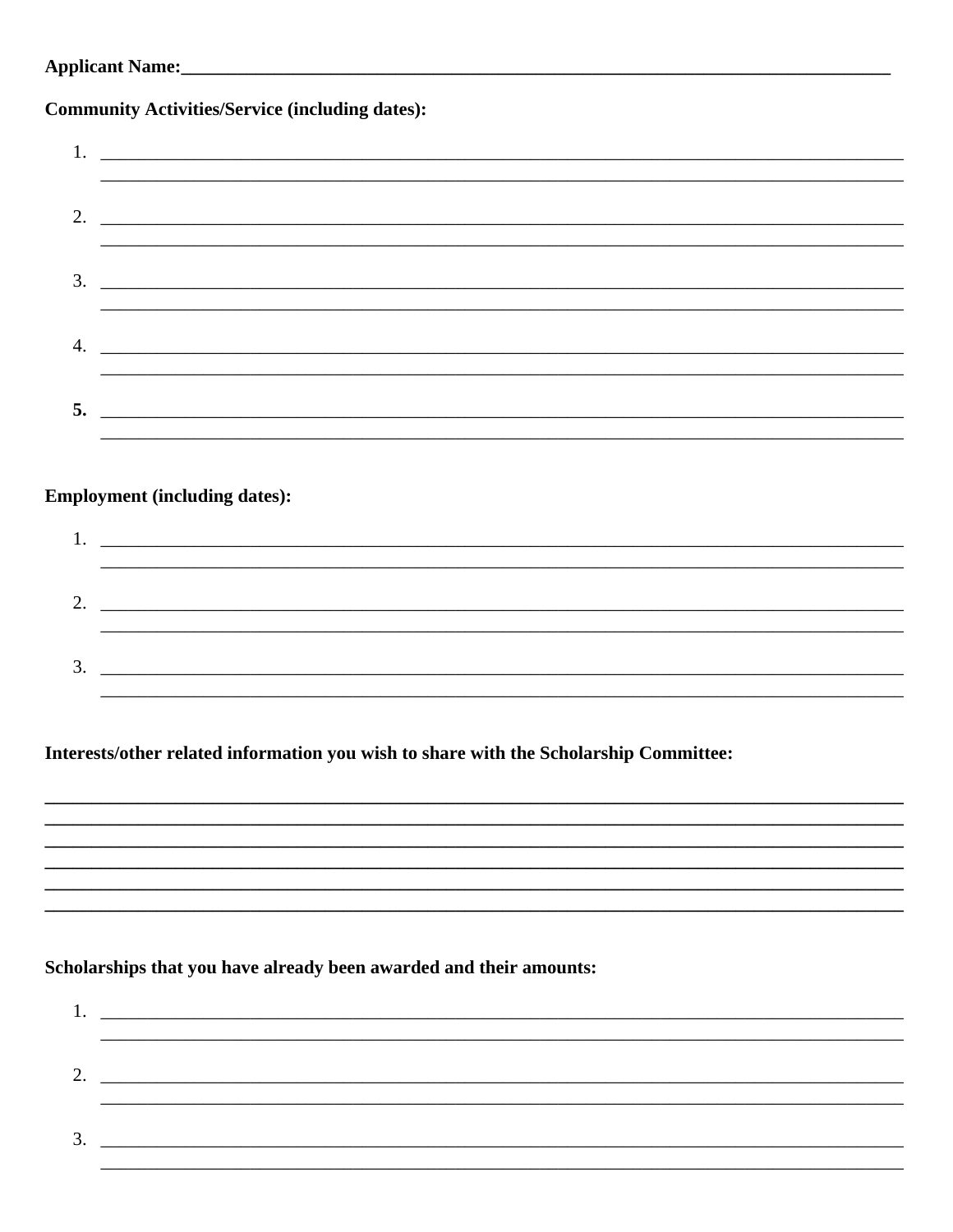**Applicant Name:**\_\_\_\_\_\_\_\_\_\_\_\_\_\_\_\_\_\_\_\_\_\_\_\_\_\_\_\_\_\_\_\_\_\_\_\_\_\_\_\_\_\_\_\_\_\_\_\_\_\_\_\_\_\_\_\_\_\_\_\_\_\_\_\_\_\_\_\_\_\_

**Community Activities/Service (including dates):**

1. \_\_\_\_\_\_\_\_\_\_\_\_\_\_\_\_\_\_\_\_\_\_\_\_\_\_\_\_\_\_\_\_\_\_\_\_\_\_\_\_\_\_\_\_\_\_\_\_\_\_\_\_\_\_\_\_\_\_\_\_\_\_\_\_\_\_\_\_\_\_\_\_\_\_
2. \_\_\_\_\_\_\_\_\_\_\_\_\_\_\_\_\_\_\_\_\_\_\_\_\_\_\_\_\_\_\_\_\_\_\_\_\_\_\_\_\_\_\_\_\_\_\_\_\_\_\_\_\_\_\_\_\_\_\_\_\_\_\_\_\_\_\_\_\_\_\_\_\_\_
3. \_\_\_\_\_\_\_\_\_\_\_\_\_\_\_\_\_\_\_\_\_\_\_\_\_\_\_\_\_\_\_\_\_\_\_\_\_\_\_\_\_\_\_\_\_\_\_\_\_\_\_\_\_\_\_\_\_\_\_\_\_\_\_\_\_\_\_\_\_\_\_\_\_\_
4. \_\_\_\_\_\_\_\_\_\_\_\_\_\_\_\_\_\_\_\_\_\_\_\_\_\_\_\_\_\_\_\_\_\_\_\_\_\_\_\_\_\_\_\_\_\_\_\_\_\_\_\_\_\_\_\_\_\_\_\_\_\_\_\_\_\_\_\_\_\_\_\_\_\_
5. \_\_\_\_\_\_\_\_\_\_\_\_\_\_\_\_\_\_\_\_\_\_\_\_\_\_\_\_\_\_\_\_\_\_\_\_\_\_\_\_\_\_\_\_\_\_\_\_\_\_\_\_\_\_\_\_\_\_\_\_\_\_\_\_\_\_\_\_\_\_\_\_\_\_

**Employment (including dates):**

1. \_\_\_\_\_\_\_\_\_\_\_\_\_\_\_\_\_\_\_\_\_\_\_\_\_\_\_\_\_\_\_\_\_\_\_\_\_\_\_\_\_\_\_\_\_\_\_\_\_\_\_\_\_\_\_\_\_\_\_\_\_\_\_\_\_\_\_\_\_\_\_\_\_\_
2. \_\_\_\_\_\_\_\_\_\_\_\_\_\_\_\_\_\_\_\_\_\_\_\_\_\_\_\_\_\_\_\_\_\_\_\_\_\_\_\_\_\_\_\_\_\_\_\_\_\_\_\_\_\_\_\_\_\_\_\_\_\_\_\_\_\_\_\_\_\_\_\_\_\_
3. \_\_\_\_\_\_\_\_\_\_\_\_\_\_\_\_\_\_\_\_\_\_\_\_\_\_\_\_\_\_\_\_\_\_\_\_\_\_\_\_\_\_\_\_\_\_\_\_\_\_\_\_\_\_\_\_\_\_\_\_\_\_\_\_\_\_\_\_\_\_\_\_\_\_

**Interests/other related information you wish to share with the Scholarship Committee:**

\_\_\_\_\_\_\_\_\_\_\_\_\_\_\_\_\_\_\_\_\_\_\_\_\_\_\_\_\_\_\_\_\_\_\_\_\_\_\_\_\_\_\_\_\_\_\_\_\_\_\_\_\_\_\_\_\_\_\_\_\_\_\_\_\_\_\_\_\_\_\_\_\_\_\_\_\_\_

\_\_\_\_\_\_\_\_\_\_\_\_\_\_\_\_\_\_\_\_\_\_\_\_\_\_\_\_\_\_\_\_\_\_\_\_\_\_\_\_\_\_\_\_\_\_\_\_\_\_\_\_\_\_\_\_\_\_\_\_\_\_\_\_\_\_\_\_\_\_\_\_\_\_\_\_\_\_

\_\_\_\_\_\_\_\_\_\_\_\_\_\_\_\_\_\_\_\_\_\_\_\_\_\_\_\_\_\_\_\_\_\_\_\_\_\_\_\_\_\_\_\_\_\_\_\_\_\_\_\_\_\_\_\_\_\_\_\_\_\_\_\_\_\_\_\_\_\_\_\_\_\_\_\_\_\_

\_\_\_\_\_\_\_\_\_\_\_\_\_\_\_\_\_\_\_\_\_\_\_\_\_\_\_\_\_\_\_\_\_\_\_\_\_\_\_\_\_\_\_\_\_\_\_\_\_\_\_\_\_\_\_\_\_\_\_\_\_\_\_\_\_\_\_\_\_\_\_\_\_\_\_\_\_\_

\_\_\_\_\_\_\_\_\_\_\_\_\_\_\_\_\_\_\_\_\_\_\_\_\_\_\_\_\_\_\_\_\_\_\_\_\_\_\_\_\_\_\_\_\_\_\_\_\_\_\_\_\_\_\_\_\_\_\_\_\_\_\_\_\_\_\_\_\_\_\_\_\_\_\_\_\_\_

\_\_\_\_\_\_\_\_\_\_\_\_\_\_\_\_\_\_\_\_\_\_\_\_\_\_\_\_\_\_\_\_\_\_\_\_\_\_\_\_\_\_\_\_\_\_\_\_\_\_\_\_\_\_\_\_\_\_\_\_\_\_\_\_\_\_\_\_\_\_\_\_\_\_\_\_\_\_

**Scholarships that you have already been awarded and their amounts:**

1. \_\_\_\_\_\_\_\_\_\_\_\_\_\_\_\_\_\_\_\_\_\_\_\_\_\_\_\_\_\_\_\_\_\_\_\_\_\_\_\_\_\_\_\_\_\_\_\_\_\_\_\_\_\_\_\_\_\_\_\_\_\_\_\_\_\_\_\_\_\_\_\_\_\_
2. \_\_\_\_\_\_\_\_\_\_\_\_\_\_\_\_\_\_\_\_\_\_\_\_\_\_\_\_\_\_\_\_\_\_\_\_\_\_\_\_\_\_\_\_\_\_\_\_\_\_\_\_\_\_\_\_\_\_\_\_\_\_\_\_\_\_\_\_\_\_\_\_\_\_
3. \_\_\_\_\_\_\_\_\_\_\_\_\_\_\_\_\_\_\_\_\_\_\_\_\_\_\_\_\_\_\_\_\_\_\_\_\_\_\_\_\_\_\_\_\_\_\_\_\_\_\_\_\_\_\_\_\_\_\_\_\_\_\_\_\_\_\_\_\_\_\_\_\_\_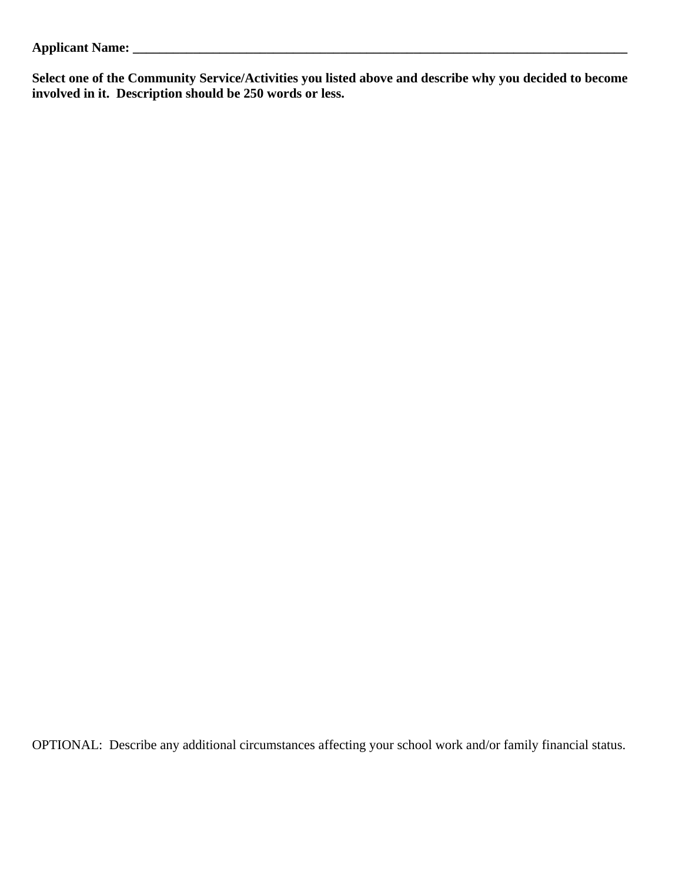**Applicant Name: \_\_\_\_\_\_\_\_\_\_\_\_\_\_\_\_\_\_\_\_\_\_\_\_\_\_\_\_\_\_\_\_\_\_\_\_\_\_\_\_\_\_\_\_\_\_\_\_\_\_\_\_\_\_\_\_\_\_\_\_\_\_\_\_\_\_\_\_\_\_\_\_\_\_\_\_**

**Select one of the Community Service/Activities you listed above and describe why you decided to become involved in it. Description should be 250 words or less.**

OPTIONAL: Describe any additional circumstances affecting your school work and/or family financial status.